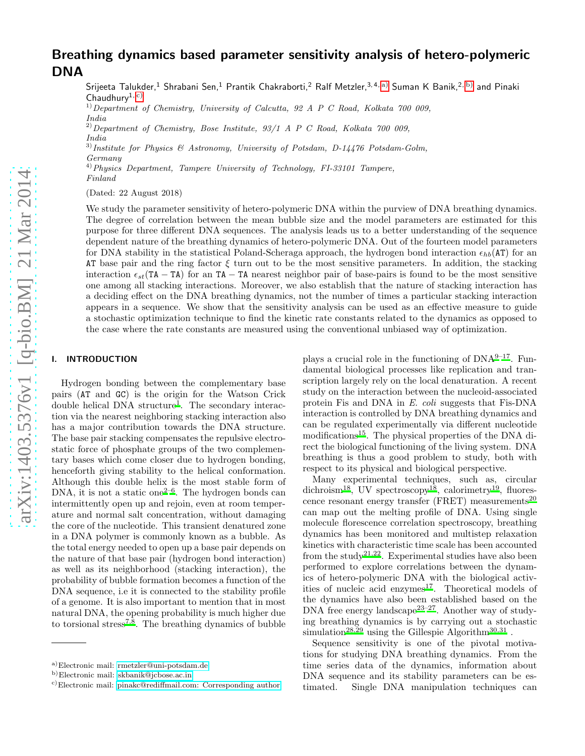# Breathing dynamics based parameter sensitivity analysis of hetero-polymeric DNA

Srijeeta Talukder,[1] Shrabani Sen,[1] Prantik Chakraborti,[2] Ralf Metzler,[3,4,a] Suman K Banik,[2,b] and Pinaki Chaudhury[1,c]

[1] *Department of Chemistry, University of Calcutta, 92 A P C Road, Kolkata 700 009, India*

[2] *Department of Chemistry, Bose Institute, 93/1 A P C Road, Kolkata 700 009, India*

[3] *Institute for Physics & Astronomy, University of Potsdam, D-14476 Potsdam-Golm, Germany*

[4] *Physics Department, Tampere University of Technology, FI-33101 Tampere, Finland*

(Dated: 22 August 2018)

We study the parameter sensitivity of hetero-polymeric DNA within the purview of DNA breathing dynamics. The degree of correlation between the mean bubble size and the model parameters are estimated for this purpose for three different DNA sequences. The analysis leads us to a better understanding of the sequence dependent nature of the breathing dynamics of hetero-polymeric DNA. Out of the fourteen model parameters for DNA stability in the statistical Poland-Scheraga approach, the hydrogen bond interaction $\epsilon_{hb}(\mathtt{AT})$ for an AT base pair and the ring factor $\xi$ turn out to be the most sensitive parameters. In addition, the stacking interaction $\epsilon_{st}(\mathtt{TA}-\mathtt{TA})$ for an $\mathtt{TA}-\mathtt{TA}$ nearest neighbor pair of base-pairs is found to be the most sensitive one among all stacking interactions. Moreover, we also establish that the nature of stacking interaction has a deciding effect on the DNA breathing dynamics, not the number of times a particular stacking interaction appears in a sequence. We show that the sensitivity analysis can be used as an effective measure to guide a stochastic optimization technique to find the kinetic rate constants related to the dynamics as opposed to the case where the rate constants are measured using the conventional unbiased way of optimization.

## I. INTRODUCTION

Hydrogen bonding between the complementary base pairs (AT and GC) is the origin for the Watson Crick double helical DNA structure[1]. The secondary interaction via the nearest neighboring stacking interaction also has a major contribution towards the DNA structure. The base pair stacking compensates the repulsive electrostatic force of phosphate groups of the two complementary bases which come closer due to hydrogen bonding, henceforth giving stability to the helical conformation. Although this double helix is the most stable form of DNA, it is not a static one[2–6]. The hydrogen bonds can intermittently open up and rejoin, even at room temperature and normal salt concentration, without damaging the core of the nucleotide. This transient denatured zone in a DNA polymer is commonly known as a bubble. As the total energy needed to open up a base pair depends on the nature of that base pair (hydrogen bond interaction) as well as its neighborhood (stacking interaction), the probability of bubble formation becomes a function of the DNA sequence, i.e it is connected to the stability profile of a genome. It is also important to mention that in most natural DNA, the opening probability is much higher due to torsional stress[7,8]. The breathing dynamics of bubble plays a crucial role in the functioning of DNA[9–17]. Fundamental biological processes like replication and transcription largely rely on the local denaturation. A recent study on the interaction between the nucleoid-associated protein Fis and DNA in *E. coli* suggests that Fis-DNA interaction is controlled by DNA breathing dynamics and can be regulated experimentally via different nucleotide modifications[15]. The physical properties of the DNA direct the biological functioning of the living system. DNA breathing is thus a good problem to study, both with respect to its physical and biological perspective.

Many experimental techniques, such as, circular dichroism[18], UV spectroscopy[18], calorimetry[19], fluorescence resonant energy transfer (FRET) measurements[20] can map out the melting profile of DNA. Using single molecule florescence correlation spectroscopy, breathing dynamics has been monitored and multistep relaxation kinetics with characteristic time scale has been accounted from the study[21,22]. Experimental studies have also been performed to explore correlations between the dynamics of hetero-polymeric DNA with the biological activities of nucleic acid enzymes[17]. Theoretical models of the dynamics have also been established based on the DNA free energy landscape[23–27]. Another way of studying breathing dynamics is by carrying out a stochastic simulation[28,29] using the Gillespie Algorithm[30,31].

Sequence sensitivity is one of the pivotal motivations for studying DNA breathing dynamics. From the time series data of the dynamics, information about DNA sequence and its stability parameters can be estimated. Single DNA manipulation techniques can

---

[a] Electronic mail: rmetzler@uni-potsdam.de

[b] Electronic mail: skbanik@jcbose.ac.in

[c] Electronic mail: pinakc@rediffmail.com: Corresponding author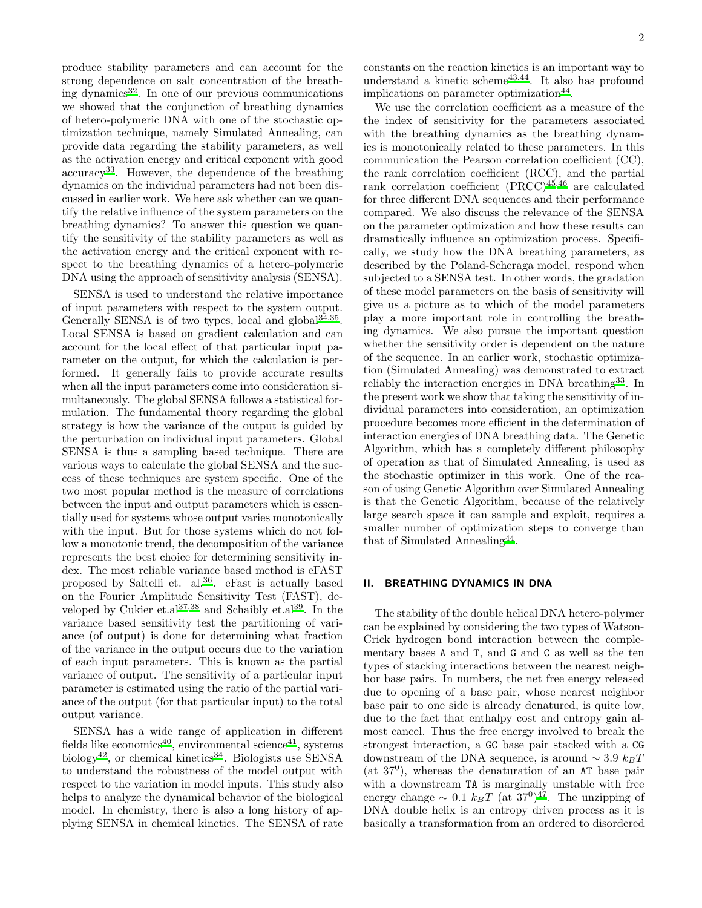produce stability parameters and can account for the strong dependence on salt concentration of the breathing dynamics[32]. In one of our previous communications we showed that the conjunction of breathing dynamics of hetero-polymeric DNA with one of the stochastic optimization technique, namely Simulated Annealing, can provide data regarding the stability parameters, as well as the activation energy and critical exponent with good accuracy[33]. However, the dependence of the breathing dynamics on the individual parameters had not been discussed in earlier work. We here ask whether can we quantify the relative influence of the system parameters on the breathing dynamics? To answer this question we quantify the sensitivity of the stability parameters as well as the activation energy and the critical exponent with respect to the breathing dynamics of a hetero-polymeric DNA using the approach of sensitivity analysis (SENSA).

SENSA is used to understand the relative importance of input parameters with respect to the system output. Generally SENSA is of two types, local and global[34,35]. Local SENSA is based on gradient calculation and can account for the local effect of that particular input parameter on the output, for which the calculation is performed. It generally fails to provide accurate results when all the input parameters come into consideration simultaneously. The global SENSA follows a statistical formulation. The fundamental theory regarding the global strategy is how the variance of the output is guided by the perturbation on individual input parameters. Global SENSA is thus a sampling based technique. There are various ways to calculate the global SENSA and the success of these techniques are system specific. One of the two most popular method is the measure of correlations between the input and output parameters which is essentially used for systems whose output varies monotonically with the input. But for those systems which do not follow a monotonic trend, the decomposition of the variance represents the best choice for determining sensitivity index. The most reliable variance based method is eFAST proposed by Saltelli et. al.[36]. eFast is actually based on the Fourier Amplitude Sensitivity Test (FAST), developed by Cukier et.al[37,38] and Schaibly et.al[39]. In the variance based sensitivity test the partitioning of variance (of output) is done for determining what fraction of the variance in the output occurs due to the variation of each input parameters. This is known as the partial variance of output. The sensitivity of a particular input parameter is estimated using the ratio of the partial variance of the output (for that particular input) to the total output variance.

SENSA has a wide range of application in different fields like economics[40], environmental science[41], systems biology[42], or chemical kinetics[34]. Biologists use SENSA to understand the robustness of the model output with respect to the variation in model inputs. This study also helps to analyze the dynamical behavior of the biological model. In chemistry, there is also a long history of applying SENSA in chemical kinetics. The SENSA of rate constants on the reaction kinetics is an important way to understand a kinetic scheme[43,44]. It also has profound implications on parameter optimization[44].

We use the correlation coefficient as a measure of the the index of sensitivity for the parameters associated with the breathing dynamics as the breathing dynamics is monotonically related to these parameters. In this communication the Pearson correlation coefficient (CC), the rank correlation coefficient (RCC), and the partial rank correlation coefficient (PRCC)[45,46] are calculated for three different DNA sequences and their performance compared. We also discuss the relevance of the SENSA on the parameter optimization and how these results can dramatically influence an optimization process. Specifically, we study how the DNA breathing parameters, as described by the Poland-Scheraga model, respond when subjected to a SENSA test. In other words, the gradation of these model parameters on the basis of sensitivity will give us a picture as to which of the model parameters play a more important role in controlling the breathing dynamics. We also pursue the important question whether the sensitivity order is dependent on the nature of the sequence. In an earlier work, stochastic optimization (Simulated Annealing) was demonstrated to extract reliably the interaction energies in DNA breathing[33]. In the present work we show that taking the sensitivity of individual parameters into consideration, an optimization procedure becomes more efficient in the determination of interaction energies of DNA breathing data. The Genetic Algorithm, which has a completely different philosophy of operation as that of Simulated Annealing, is used as the stochastic optimizer in this work. One of the reason of using Genetic Algorithm over Simulated Annealing is that the Genetic Algorithm, because of the relatively large search space it can sample and exploit, requires a smaller number of optimization steps to converge than that of Simulated Annealing[44].

## II. BREATHING DYNAMICS IN DNA

The stability of the double helical DNA hetero-polymer can be explained by considering the two types of Watson-Crick hydrogen bond interaction between the complementary bases A and T, and G and C as well as the ten types of stacking interactions between the nearest neighbor base pairs. In numbers, the net free energy released due to opening of a base pair, whose nearest neighbor base pair to one side is already denatured, is quite low, due to the fact that enthalpy cost and entropy gain almost cancel. Thus the free energy involved to break the strongest interaction, a GC base pair stacked with a CG downstream of the DNA sequence, is around $\sim 3.9\ k_BT$ (at $37^0$), whereas the denaturation of an AT base pair with a downstream TA is marginally unstable with free energy change $\sim 0.1\ k_BT$ (at $37^0$)[47]. The unzipping of DNA double helix is an entropy driven process as it is basically a transformation from an ordered to disordered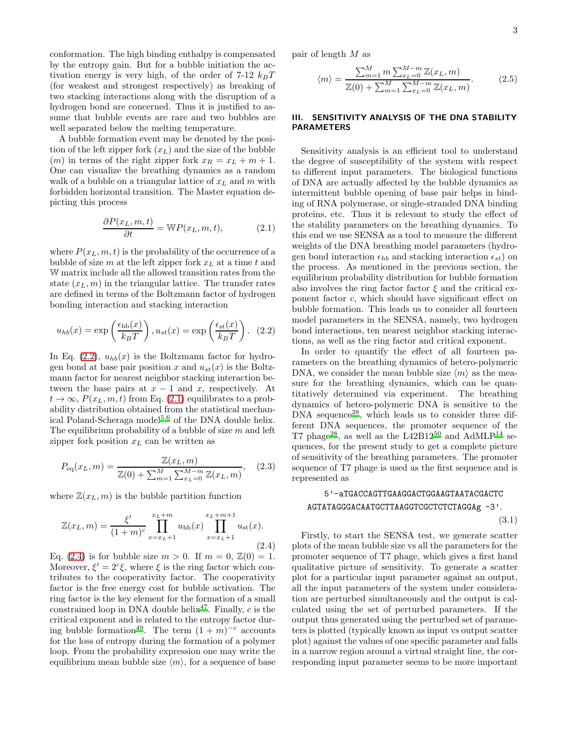conformation. The high binding enthalpy is compensated by the entropy gain. But for a bubble initiation the activation energy is very high, of the order of 7-12 $k_BT$ (for weakest and strongest respectively) as breaking of two stacking interactions along with the disruption of a hydrogen bond are concerned. Thus it is justified to assume that bubble events are rare and two bubbles are well separated below the melting temperature.

A bubble formation event may be denoted by the position of the left zipper fork ($x_L$) and the size of the bubble ($m$) in terms of the right zipper fork $x_R = x_L + m + 1$. One can visualize the breathing dynamics as a random walk of a bubble on a triangular lattice of $x_L$ and $m$ with forbidden horizontal transition. The Master equation depicting this process

$$\frac{\partial P(x_L, m, t)}{\partial t} = \mathbb{W} P(x_L, m, t), \tag{2.1}$$

where $P(x_L, m, t)$ is the probability of the occurrence of a bubble of size $m$ at the left zipper fork $x_L$ at a time $t$ and $\mathbb{W}$ matrix include all the allowed transition rates from the state $(x_L, m)$ in the triangular lattice. The transfer rates are defined in terms of the Boltzmann factor of hydrogen bonding interaction and stacking interaction

$$u_{hb}(x) = \exp\left(\frac{\epsilon_{\rm hb}(x)}{k_BT}\right), u_{st}(x) = \exp\left(\frac{\epsilon_{\rm st}(x)}{k_BT}\right). \tag{2.2}$$

In Eq. (2.2), $u_{hb}(x)$ is the Boltzmann factor for hydrogen bond at base pair position $x$ and $u_{st}(x)$ is the Boltzmann factor for nearest neighbor stacking interaction between the base pairs at $x-1$ and $x$, respectively. At $t \to \infty$, $P(x_L, m, t)$ from Eq. (2.1) equilibrates to a probability distribution obtained from the statistical mechanical Poland-Scheraga model[5,6] of the DNA double helix. The equilibrium probability of a bubble of size $m$ and left zipper fork position $x_L$ can be written as

$$P_{\rm eq}(x_L, m) = \frac{\mathbb{Z}(x_L, m)}{\mathbb{Z}(0) + \sum_{m=1}^{M}\sum_{x_L=0}^{M-m}\mathbb{Z}(x_L, m)}, \tag{2.3}$$

where $\mathbb{Z}(x_L, m)$ is the bubble partition function

$$\mathbb{Z}(x_L, m) = \frac{\xi'}{(1+m)^c}\prod_{x=x_L+1}^{x_L+m} u_{\rm hb}(x)\prod_{x=x_L+1}^{x_L+m+1} u_{\rm st}(x). \tag{2.4}$$

Eq. (2.4) is for bubble size $m > 0$. If $m = 0$, $\mathbb{Z}(0) = 1$. Moreover, $\xi' = 2^c\xi$, where $\xi$ is the ring factor which contributes to the cooperativity factor. The cooperativity factor is the free energy cost for bubble activation. The ring factor is the key element for the formation of a small constrained loop in DNA double helix[47]. Finally, $c$ is the critical exponent and is related to the entropy factor during bubble formation[49]. The term $(1+m)^{-c}$ accounts for the loss of entropy during the formation of a polymer loop. From the probability expression one may write the equilibrium mean bubble size $\langle m\rangle$, for a sequence of base pair of length $M$ as

$$\langle m\rangle = \frac{\sum_{m=1}^{M} m\sum_{x_L=0}^{M-m}\mathbb{Z}(x_L, m)}{\mathbb{Z}(0) + \sum_{m=1}^{M}\sum_{x_L=0}^{M-m}\mathbb{Z}(x_L, m)}. \tag{2.5}$$

## III. SENSITIVITY ANALYSIS OF THE DNA STABILITY PARAMETERS

Sensitivity analysis is an efficient tool to understand the degree of susceptibility of the system with respect to different input parameters. The biological functions of DNA are actually affected by the bubble dynamics as intermittent bubble opening of base pair helps in binding of RNA polymerase, or single-stranded DNA binding proteins, etc. Thus it is relevant to study the effect of the stability parameters on the breathing dynamics. To this end we use SENSA as a tool to measure the different weights of the DNA breathing model parameters (hydrogen bond interaction $\epsilon_{hb}$ and stacking interaction $\epsilon_{st}$) on the process. As mentioned in the previous section, the equilibrium probability distribution for bubble formation also involves the ring factor factor $\xi$ and the critical exponent factor $c$, which should have significant effect on bubble formation. This leads us to consider all fourteen model parameters in the SENSA, namely, two hydrogen bond interactions, ten nearest neighbor stacking interactions, as well as the ring factor and critical exponent.

In order to quantify the effect of all fourteen parameters on the breathing dynamics of hetero-polymeric DNA, we consider the mean bubble size $\langle m\rangle$ as the measure for the breathing dynamics, which can be quantitatively determined via experiment. The breathing dynamics of hetero-polymeric DNA is sensitive to the DNA sequence[28], which leads us to consider three different DNA sequences, the promoter sequence of the T7 phage[28], as well as the L42B12[50] and AdMLP[14] sequences, for the present study to get a complete picture of sensitivity of the breathing parameters. The promoter sequence of T7 phage is used as the first sequence and is represented as

```
5'-aTGACCAGTTGAAGGACTGGAAGTAATACGACTC
AGTATAGGGACAATGCTTAAGGTCGCTCTCTAGGAg -3'.
```
(3.1)

Firstly, to start the SENSA test, we generate scatter plots of the mean bubble size vs all the parameters for the promoter sequence of T7 phage, which gives a first hand qualitative picture of sensitivity. To generate a scatter plot for a particular input parameter against an output, all the input parameters of the system under consideration are perturbed simultaneously and the output is calculated using the set of perturbed parameters. If the output thus generated using the perturbed set of parameters is plotted (typically known as input vs output scatter plot) against the values of one specific parameter and falls in a narrow region around a virtual straight line, the corresponding input parameter seems to be more important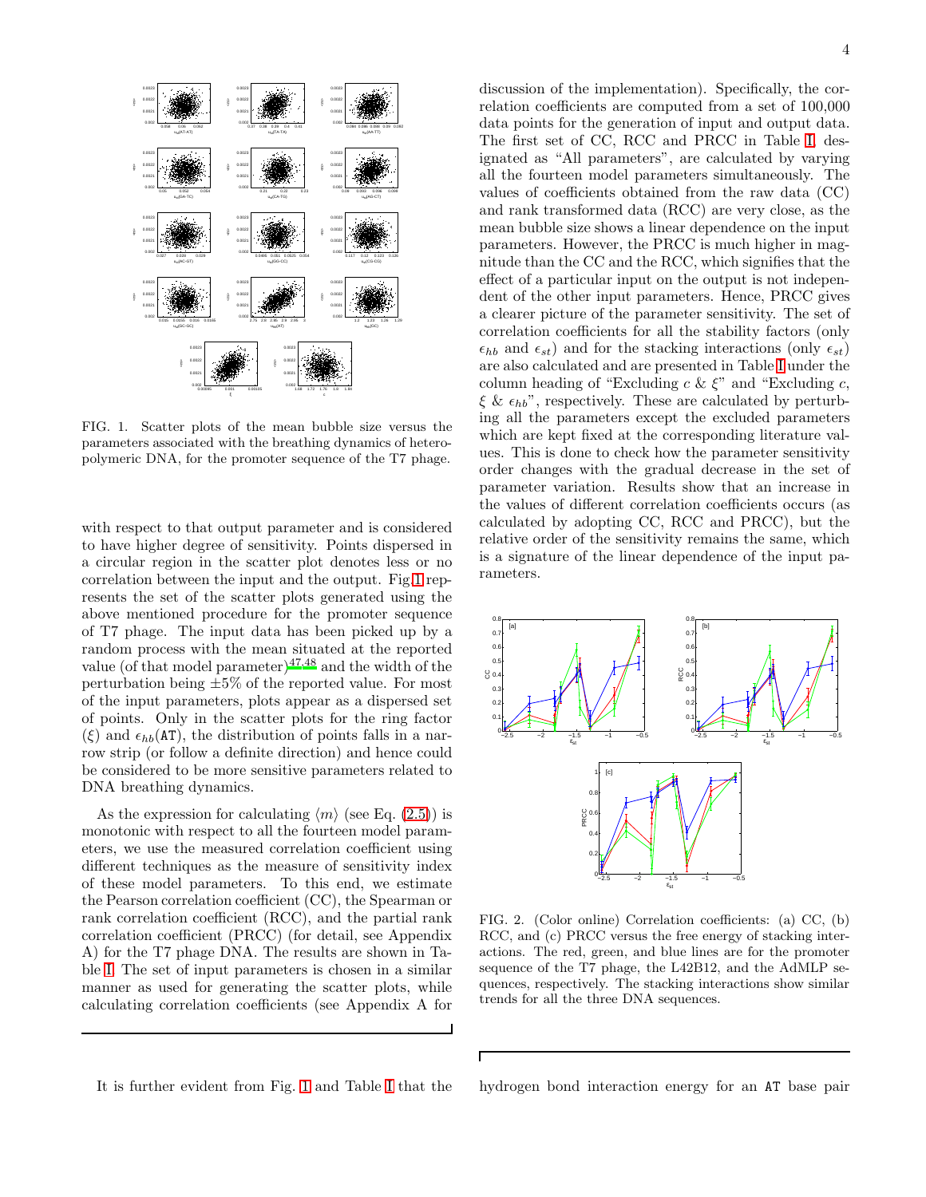FIG. 1. Scatter plots of the mean bubble size versus the parameters associated with the breathing dynamics of heteropolymeric DNA, for the promoter sequence of the T7 phage.

with respect to that output parameter and is considered to have higher degree of sensitivity. Points dispersed in a circular region in the scatter plot denotes less or no correlation between the input and the output. Fig 1 represents the set of the scatter plots generated using the above mentioned procedure for the promoter sequence of T7 phage. The input data has been picked up by a random process with the mean situated at the reported value (of that model parameter)[47,48] and the width of the perturbation being $\pm 5\%$ of the reported value. For most of the input parameters, plots appear as a dispersed set of points. Only in the scatter plots for the ring factor ($\xi$) and $\epsilon_{hb}$(AT), the distribution of points falls in a narrow strip (or follow a definite direction) and hence could be considered to be more sensitive parameters related to DNA breathing dynamics.

As the expression for calculating $\langle m \rangle$ (see Eq. (2.5)) is monotonic with respect to all the fourteen model parameters, we use the measured correlation coefficient using different techniques as the measure of sensitivity index of these model parameters. To this end, we estimate the Pearson correlation coefficient (CC), the Spearman or rank correlation coefficient (RCC), and the partial rank correlation coefficient (PRCC) (for detail, see Appendix A) for the T7 phage DNA. The results are shown in Table I. The set of input parameters is chosen in a similar manner as used for generating the scatter plots, while calculating correlation coefficients (see Appendix A for discussion of the implementation). Specifically, the correlation coefficients are computed from a set of 100,000 data points for the generation of input and output data. The first set of CC, RCC and PRCC in Table I, designated as "All parameters", are calculated by varying all the fourteen model parameters simultaneously. The values of coefficients obtained from the raw data (CC) and rank transformed data (RCC) are very close, as the mean bubble size shows a linear dependence on the input parameters. However, the PRCC is much higher in magnitude than the CC and the RCC, which signifies that the effect of a particular input on the output is not independent of the other input parameters. Hence, PRCC gives a clearer picture of the parameter sensitivity. The set of correlation coefficients for all the stability factors (only $\epsilon_{hb}$ and $\epsilon_{st}$) and for the stacking interactions (only $\epsilon_{st}$) are also calculated and are presented in Table I under the column heading of "Excluding $c$ & $\xi$" and "Excluding $c$, $\xi$ & $\epsilon_{hb}$", respectively. These are calculated by perturbing all the parameters except the excluded parameters which are kept fixed at the corresponding literature values. This is done to check how the parameter sensitivity order changes with the gradual decrease in the set of parameter variation. Results show that an increase in the values of different correlation coefficients occurs (as calculated by adopting CC, RCC and PRCC), but the relative order of the sensitivity remains the same, which is a signature of the linear dependence of the input parameters.

FIG. 2. (Color online) Correlation coefficients: (a) CC, (b) RCC, and (c) PRCC versus the free energy of stacking interactions. The red, green, and blue lines are for the promoter sequence of the T7 phage, the L42B12, and the AdMLP sequences, respectively. The stacking interactions show similar trends for all the three DNA sequences.

It is further evident from Fig. 1 and Table I that the hydrogen bond interaction energy for an AT base pair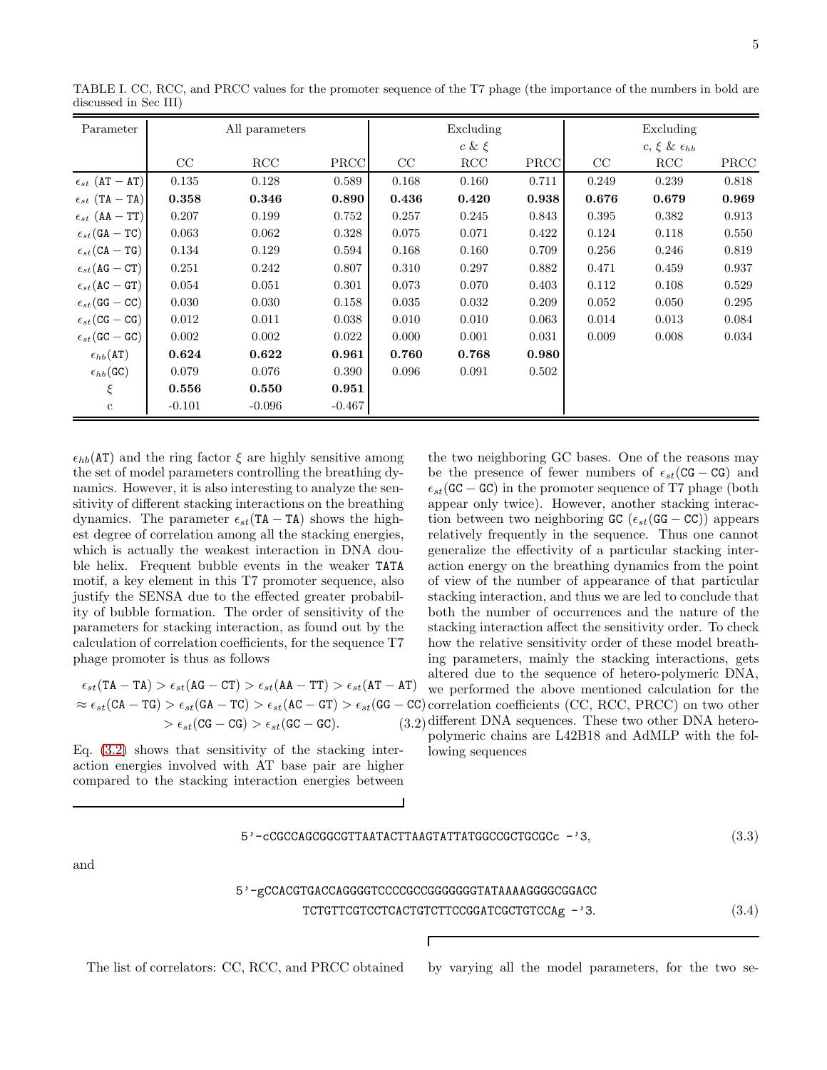TABLE I. CC, RCC, and PRCC values for the promoter sequence of the T7 phage (the importance of the numbers in bold are discussed in Sec III)

| Parameter | All parameters | | | Excluding $c$ & $\xi$ | | | Excluding $c$, $\xi$ & $\epsilon_{hb}$ | | |
|---|---|---|---|---|---|---|---|---|---|
| | CC | RCC | PRCC | CC | RCC | PRCC | CC | RCC | PRCC |
| $\epsilon_{st}$ (AT − AT) | 0.135 | 0.128 | 0.589 | 0.168 | 0.160 | 0.711 | 0.249 | 0.239 | 0.818 |
| $\epsilon_{st}$ (TA − TA) | **0.358** | **0.346** | **0.890** | **0.436** | **0.420** | **0.938** | **0.676** | **0.679** | **0.969** |
| $\epsilon_{st}$ (AA − TT) | 0.207 | 0.199 | 0.752 | 0.257 | 0.245 | 0.843 | 0.395 | 0.382 | 0.913 |
| $\epsilon_{st}$(GA − TC) | 0.063 | 0.062 | 0.328 | 0.075 | 0.071 | 0.422 | 0.124 | 0.118 | 0.550 |
| $\epsilon_{st}$(CA − TG) | 0.134 | 0.129 | 0.594 | 0.168 | 0.160 | 0.709 | 0.256 | 0.246 | 0.819 |
| $\epsilon_{st}$(AG − CT) | 0.251 | 0.242 | 0.807 | 0.310 | 0.297 | 0.882 | 0.471 | 0.459 | 0.937 |
| $\epsilon_{st}$(AC − GT) | 0.054 | 0.051 | 0.301 | 0.073 | 0.070 | 0.403 | 0.112 | 0.108 | 0.529 |
| $\epsilon_{st}$(GG − CC) | 0.030 | 0.030 | 0.158 | 0.035 | 0.032 | 0.209 | 0.052 | 0.050 | 0.295 |
| $\epsilon_{st}$(CG − CG) | 0.012 | 0.011 | 0.038 | 0.010 | 0.010 | 0.063 | 0.014 | 0.013 | 0.084 |
| $\epsilon_{st}$(GC − GC) | 0.002 | 0.002 | 0.022 | 0.000 | 0.001 | 0.031 | 0.009 | 0.008 | 0.034 |
| $\epsilon_{hb}$(AT) | **0.624** | **0.622** | **0.961** | **0.760** | **0.768** | **0.980** | | | |
| $\epsilon_{hb}$(GC) | 0.079 | 0.076 | 0.390 | 0.096 | 0.091 | 0.502 | | | |
| $\xi$ | **0.556** | **0.550** | **0.951** | | | | | | |
| c | -0.101 | -0.096 | -0.467 | | | | | | |

$\epsilon_{hb}$(AT) and the ring factor $\xi$ are highly sensitive among the set of model parameters controlling the breathing dynamics. However, it is also interesting to analyze the sensitivity of different stacking interactions on the breathing dynamics. The parameter $\epsilon_{st}$(TA − TA) shows the highest degree of correlation among all the stacking energies, which is actually the weakest interaction in DNA double helix. Frequent bubble events in the weaker TATA motif, a key element in this T7 promoter sequence, also justify the SENSA due to the effected greater probability of bubble formation. The order of sensitivity of the parameters for stacking interaction, as found out by the calculation of correlation coefficients, for the sequence T7 phage promoter is thus as follows

$$
\begin{aligned}
&\epsilon_{st}(\mathtt{TA-TA}) > \epsilon_{st}(\mathtt{AG-CT}) > \epsilon_{st}(\mathtt{AA-TT}) > \epsilon_{st}(\mathtt{AT-AT}) \\
&\approx \epsilon_{st}(\mathtt{CA-TG}) > \epsilon_{st}(\mathtt{GA-TC}) > \epsilon_{st}(\mathtt{AC-GT}) > \epsilon_{st}(\mathtt{GG-CC}) \\
&> \epsilon_{st}(\mathtt{CG-CG}) > \epsilon_{st}(\mathtt{GC-GC}).
\end{aligned}
\tag{3.2}
$$

Eq. (3.2) shows that sensitivity of the stacking interaction energies involved with AT base pair are higher compared to the stacking interaction energies between the two neighboring GC bases. One of the reasons may be the presence of fewer numbers of $\epsilon_{st}$(CG − CG) and $\epsilon_{st}$(GC − GC) in the promoter sequence of T7 phage (both appear only twice). However, another stacking interaction between two neighboring GC ($\epsilon_{st}$(GG − CC)) appears relatively frequently in the sequence. Thus one cannot generalize the effectivity of a particular stacking interaction energy on the breathing dynamics from the point of view of the number of appearance of that particular stacking interaction, and thus we are led to conclude that both the number of occurrences and the nature of the stacking interaction affect the sensitivity order. To check how the relative sensitivity order of these model breathing parameters, mainly the stacking interactions, gets altered due to the sequence of hetero-polymeric DNA, we performed the above mentioned calculation for the correlation coefficients (CC, RCC, PRCC) on two other different DNA sequences. These two other DNA heteropolymeric chains are L42B18 and AdMLP with the following sequences

$$
\text{5'-cCGCCAGCGGCGTTAATACTTAAGTATTATGGCCGCTGCGCc -'3,} \tag{3.3}
$$

and

$$
\begin{aligned}
&\text{5'-gCCACGTGACCAGGGGTCCCCGCCGGGGGGGTATAAAAGGGGCGGACC} \\
&\text{TCTGTTCGTCCTCACTGTCTTCCGGATCGCTGTCCAg -'3.}
\end{aligned}
\tag{3.4}
$$

The list of correlators: CC, RCC, and PRCC obtained by varying all the model parameters, for the two se-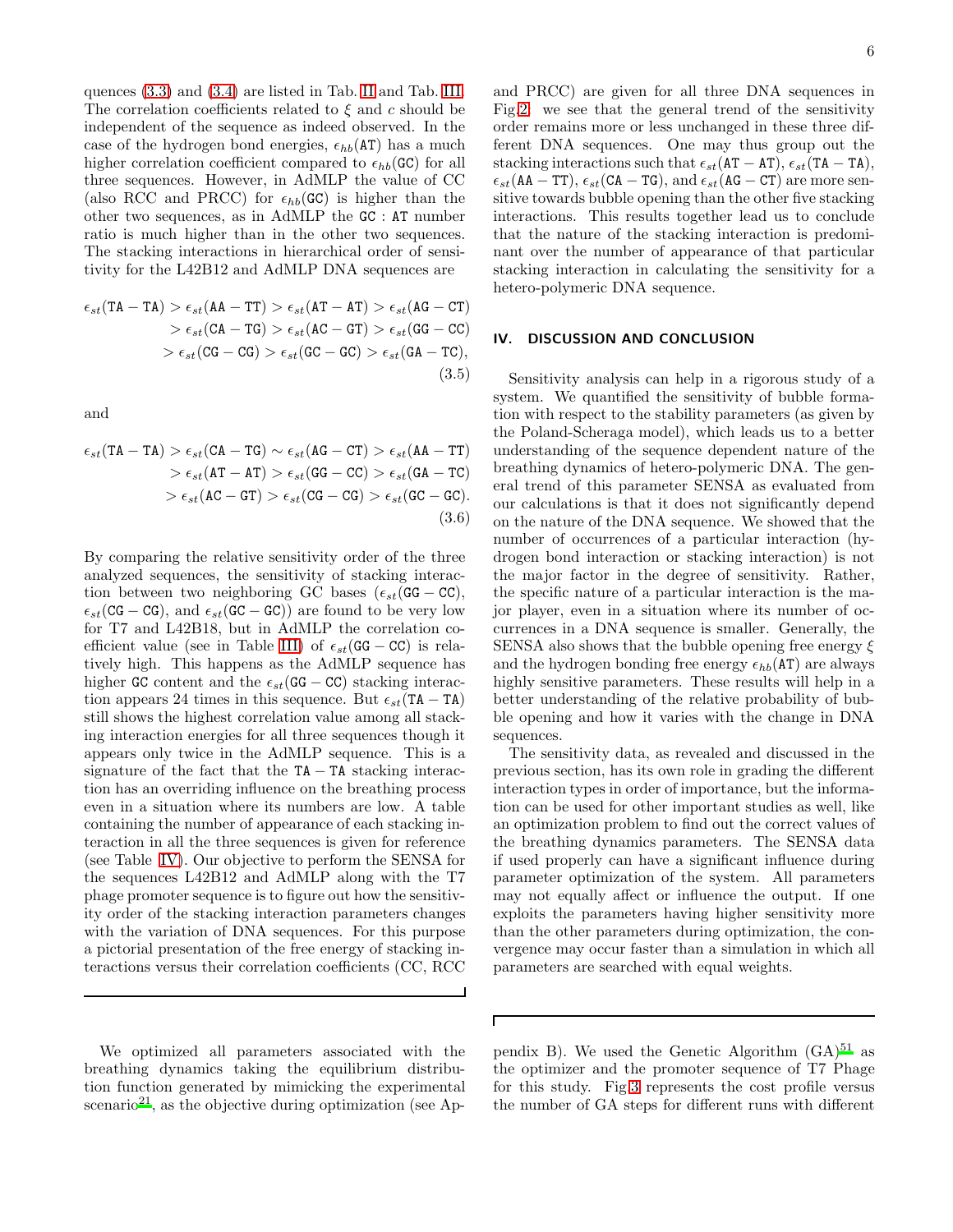quences (3.3) and (3.4) are listed in Tab. II and Tab. III. The correlation coefficients related to $\xi$ and $c$ should be independent of the sequence as indeed observed. In the case of the hydrogen bond energies, $\epsilon_{hb}(\mathtt{AT})$ has a much higher correlation coefficient compared to $\epsilon_{hb}(\mathtt{GC})$ for all three sequences. However, in AdMLP the value of CC (also RCC and PRCC) for $\epsilon_{hb}(\mathtt{GC})$ is higher than the other two sequences, as in AdMLP the GC : AT number ratio is much higher than in the other two sequences. The stacking interactions in hierarchical order of sensitivity for the L42B12 and AdMLP DNA sequences are

$$
\begin{aligned}
\epsilon_{st}(\mathtt{TA-TA}) &> \epsilon_{st}(\mathtt{AA-TT}) > \epsilon_{st}(\mathtt{AT-AT}) > \epsilon_{st}(\mathtt{AG-CT}) \\
&> \epsilon_{st}(\mathtt{CA-TG}) > \epsilon_{st}(\mathtt{AC-GT}) > \epsilon_{st}(\mathtt{GG-CC}) \\
&> \epsilon_{st}(\mathtt{CG-CG}) > \epsilon_{st}(\mathtt{GC-GC}) > \epsilon_{st}(\mathtt{GA-TC}),
\end{aligned}
\tag{3.5}
$$

and

$$
\begin{aligned}
\epsilon_{st}(\mathtt{TA-TA}) &> \epsilon_{st}(\mathtt{CA-TG}) \sim \epsilon_{st}(\mathtt{AG-CT}) > \epsilon_{st}(\mathtt{AA-TT}) \\
&> \epsilon_{st}(\mathtt{AT-AT}) > \epsilon_{st}(\mathtt{GG-CC}) > \epsilon_{st}(\mathtt{GA-TC}) \\
&> \epsilon_{st}(\mathtt{AC-GT}) > \epsilon_{st}(\mathtt{CG-CG}) > \epsilon_{st}(\mathtt{GC-GC}).
\end{aligned}
\tag{3.6}
$$

By comparing the relative sensitivity order of the three analyzed sequences, the sensitivity of stacking interaction between two neighboring GC bases ($\epsilon_{st}(\mathtt{GG-CC})$, $\epsilon_{st}(\mathtt{CG-CG})$, and $\epsilon_{st}(\mathtt{GC-GC})$) are found to be very low for T7 and L42B18, but in AdMLP the correlation coefficient value (see in Table III) of $\epsilon_{st}(\mathtt{GG-CC})$ is relatively high. This happens as the AdMLP sequence has higher GC content and the $\epsilon_{st}(\mathtt{GG-CC})$ stacking interaction appears 24 times in this sequence. But $\epsilon_{st}(\mathtt{TA-TA})$ still shows the highest correlation value among all stacking interaction energies for all three sequences though it appears only twice in the AdMLP sequence. This is a signature of the fact that the TA − TA stacking interaction has an overriding influence on the breathing process even in a situation where its numbers are low. A table containing the number of appearance of each stacking interaction in all the three sequences is given for reference (see Table IV). Our objective to perform the SENSA for the sequences L42B12 and AdMLP along with the T7 phage promoter sequence is to figure out how the sensitivity order of the stacking interaction parameters changes with the variation of DNA sequences. For this purpose a pictorial presentation of the free energy of stacking interactions versus their correlation coefficients (CC, RCC and PRCC) are given for all three DNA sequences in Fig.2: we see that the general trend of the sensitivity order remains more or less unchanged in these three different DNA sequences. One may thus group out the stacking interactions such that $\epsilon_{st}(\mathtt{AT-AT})$, $\epsilon_{st}(\mathtt{TA-TA})$, $\epsilon_{st}(\mathtt{AA-TT})$, $\epsilon_{st}(\mathtt{CA-TG})$, and $\epsilon_{st}(\mathtt{AG-CT})$ are more sensitive towards bubble opening than the other five stacking interactions. This results together lead us to conclude that the nature of the stacking interaction is predominant over the number of appearance of that particular stacking interaction in calculating the sensitivity for a hetero-polymeric DNA sequence.

## IV. DISCUSSION AND CONCLUSION

Sensitivity analysis can help in a rigorous study of a system. We quantified the sensitivity of bubble formation with respect to the stability parameters (as given by the Poland-Scheraga model), which leads us to a better understanding of the sequence dependent nature of the breathing dynamics of hetero-polymeric DNA. The general trend of this parameter SENSA as evaluated from our calculations is that it does not significantly depend on the nature of the DNA sequence. We showed that the number of occurrences of a particular interaction (hydrogen bond interaction or stacking interaction) is not the major factor in the degree of sensitivity. Rather, the specific nature of a particular interaction is the major player, even in a situation where its number of occurrences in a DNA sequence is smaller. Generally, the SENSA also shows that the bubble opening free energy $\xi$ and the hydrogen bonding free energy $\epsilon_{hb}(\mathtt{AT})$ are always highly sensitive parameters. These results will help in a better understanding of the relative probability of bubble opening and how it varies with the change in DNA sequences.

The sensitivity data, as revealed and discussed in the previous section, has its own role in grading the different interaction types in order of importance, but the information can be used for other important studies as well, like an optimization problem to find out the correct values of the breathing dynamics parameters. The SENSA data if used properly can have a significant influence during parameter optimization of the system. All parameters may not equally affect or influence the output. If one exploits the parameters having higher sensitivity more than the other parameters during optimization, the convergence may occur faster than a simulation in which all parameters are searched with equal weights.

We optimized all parameters associated with the breathing dynamics taking the equilibrium distribution function generated by mimicking the experimental scenario[21], as the objective during optimization (see Appendix B). We used the Genetic Algorithm (GA)[51] as the optimizer and the promoter sequence of T7 Phage for this study. Fig.3 represents the cost profile versus the number of GA steps for different runs with different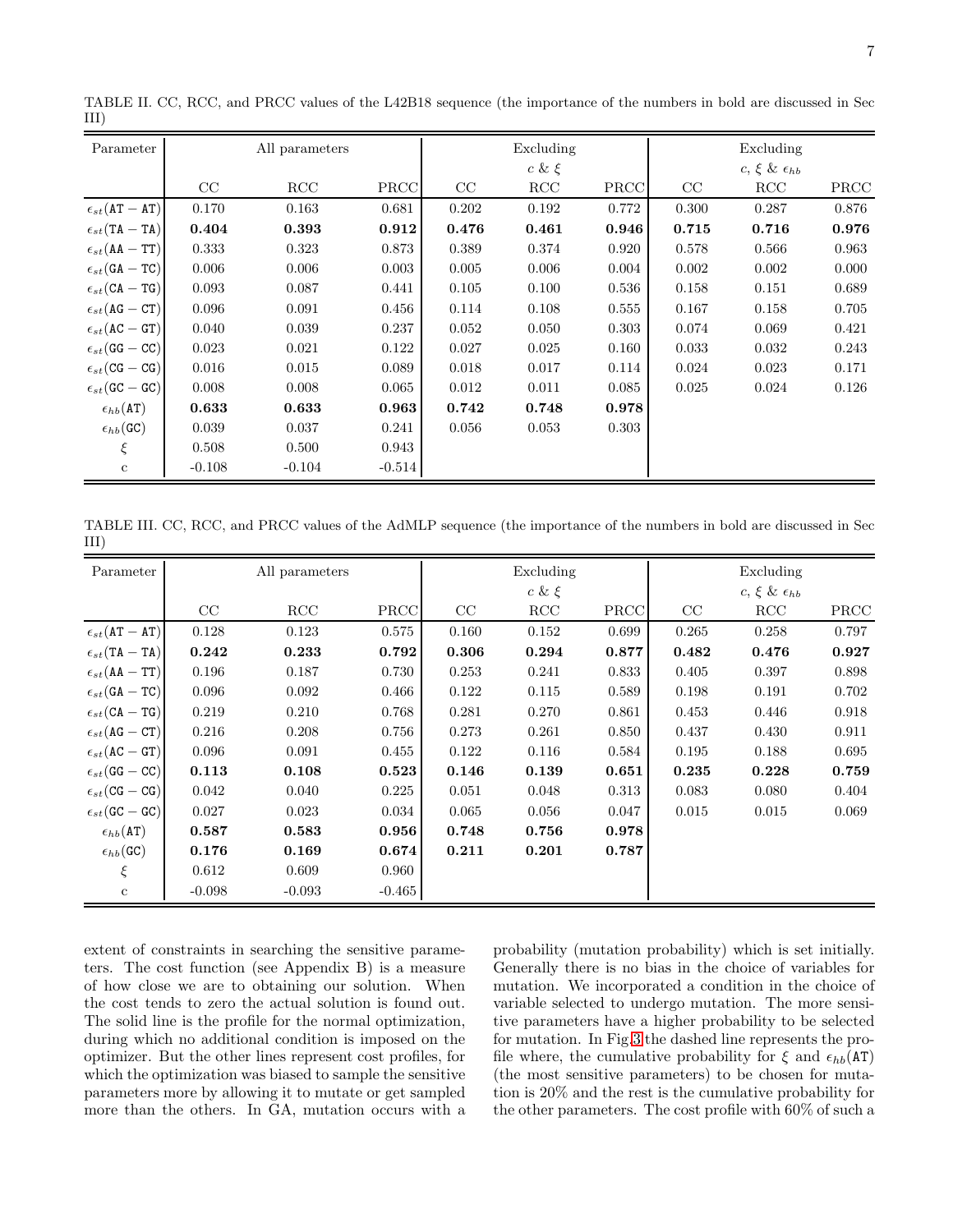TABLE II. CC, RCC, and PRCC values of the L42B18 sequence (the importance of the numbers in bold are discussed in Sec III)

| Parameter | All parameters | | | Excluding $c$ & $\xi$ | | | Excluding $c$, $\xi$ & $\epsilon_{hb}$ | | |
|---|---|---|---|---|---|---|---|---|---|
| | CC | RCC | PRCC | CC | RCC | PRCC | CC | RCC | PRCC |
| $\epsilon_{st}(\texttt{AT}-\texttt{AT})$ | 0.170 | 0.163 | 0.681 | 0.202 | 0.192 | 0.772 | 0.300 | 0.287 | 0.876 |
| $\epsilon_{st}(\texttt{TA}-\texttt{TA})$ | **0.404** | **0.393** | **0.912** | **0.476** | **0.461** | **0.946** | **0.715** | **0.716** | **0.976** |
| $\epsilon_{st}(\texttt{AA}-\texttt{TT})$ | 0.333 | 0.323 | 0.873 | 0.389 | 0.374 | 0.920 | 0.578 | 0.566 | 0.963 |
| $\epsilon_{st}(\texttt{GA}-\texttt{TC})$ | 0.006 | 0.006 | 0.003 | 0.005 | 0.006 | 0.004 | 0.002 | 0.002 | 0.000 |
| $\epsilon_{st}(\texttt{CA}-\texttt{TG})$ | 0.093 | 0.087 | 0.441 | 0.105 | 0.100 | 0.536 | 0.158 | 0.151 | 0.689 |
| $\epsilon_{st}(\texttt{AG}-\texttt{CT})$ | 0.096 | 0.091 | 0.456 | 0.114 | 0.108 | 0.555 | 0.167 | 0.158 | 0.705 |
| $\epsilon_{st}(\texttt{AC}-\texttt{GT})$ | 0.040 | 0.039 | 0.237 | 0.052 | 0.050 | 0.303 | 0.074 | 0.069 | 0.421 |
| $\epsilon_{st}(\texttt{GG}-\texttt{CC})$ | 0.023 | 0.021 | 0.122 | 0.027 | 0.025 | 0.160 | 0.033 | 0.032 | 0.243 |
| $\epsilon_{st}(\texttt{CG}-\texttt{CG})$ | 0.016 | 0.015 | 0.089 | 0.018 | 0.017 | 0.114 | 0.024 | 0.023 | 0.171 |
| $\epsilon_{st}(\texttt{GC}-\texttt{GC})$ | 0.008 | 0.008 | 0.065 | 0.012 | 0.011 | 0.085 | 0.025 | 0.024 | 0.126 |
| $\epsilon_{hb}(\texttt{AT})$ | **0.633** | **0.633** | **0.963** | **0.742** | **0.748** | **0.978** | | | |
| $\epsilon_{hb}(\texttt{GC})$ | 0.039 | 0.037 | 0.241 | 0.056 | 0.053 | 0.303 | | | |
| $\xi$ | 0.508 | 0.500 | 0.943 | | | | | | |
| c | -0.108 | -0.104 | -0.514 | | | | | | |

TABLE III. CC, RCC, and PRCC values of the AdMLP sequence (the importance of the numbers in bold are discussed in Sec III)

| Parameter | All parameters | | | Excluding $c$ & $\xi$ | | | Excluding $c$, $\xi$ & $\epsilon_{hb}$ | | |
|---|---|---|---|---|---|---|---|---|---|
| | CC | RCC | PRCC | CC | RCC | PRCC | CC | RCC | PRCC |
| $\epsilon_{st}(\texttt{AT}-\texttt{AT})$ | 0.128 | 0.123 | 0.575 | 0.160 | 0.152 | 0.699 | 0.265 | 0.258 | 0.797 |
| $\epsilon_{st}(\texttt{TA}-\texttt{TA})$ | **0.242** | **0.233** | **0.792** | **0.306** | **0.294** | **0.877** | **0.482** | **0.476** | **0.927** |
| $\epsilon_{st}(\texttt{AA}-\texttt{TT})$ | 0.196 | 0.187 | 0.730 | 0.253 | 0.241 | 0.833 | 0.405 | 0.397 | 0.898 |
| $\epsilon_{st}(\texttt{GA}-\texttt{TC})$ | 0.096 | 0.092 | 0.466 | 0.122 | 0.115 | 0.589 | 0.198 | 0.191 | 0.702 |
| $\epsilon_{st}(\texttt{CA}-\texttt{TG})$ | 0.219 | 0.210 | 0.768 | 0.281 | 0.270 | 0.861 | 0.453 | 0.446 | 0.918 |
| $\epsilon_{st}(\texttt{AG}-\texttt{CT})$ | 0.216 | 0.208 | 0.756 | 0.273 | 0.261 | 0.850 | 0.437 | 0.430 | 0.911 |
| $\epsilon_{st}(\texttt{AC}-\texttt{GT})$ | 0.096 | 0.091 | 0.455 | 0.122 | 0.116 | 0.584 | 0.195 | 0.188 | 0.695 |
| $\epsilon_{st}(\texttt{GG}-\texttt{CC})$ | **0.113** | **0.108** | **0.523** | **0.146** | **0.139** | **0.651** | **0.235** | **0.228** | **0.759** |
| $\epsilon_{st}(\texttt{CG}-\texttt{CG})$ | 0.042 | 0.040 | 0.225 | 0.051 | 0.048 | 0.313 | 0.083 | 0.080 | 0.404 |
| $\epsilon_{st}(\texttt{GC}-\texttt{GC})$ | 0.027 | 0.023 | 0.034 | 0.065 | 0.056 | 0.047 | 0.015 | 0.015 | 0.069 |
| $\epsilon_{hb}(\texttt{AT})$ | **0.587** | **0.583** | **0.956** | **0.748** | **0.756** | **0.978** | | | |
| $\epsilon_{hb}(\texttt{GC})$ | **0.176** | **0.169** | **0.674** | **0.211** | **0.201** | **0.787** | | | |
| $\xi$ | 0.612 | 0.609 | 0.960 | | | | | | |
| c | -0.098 | -0.093 | -0.465 | | | | | | |

extent of constraints in searching the sensitive parameters. The cost function (see Appendix B) is a measure of how close we are to obtaining our solution. When the cost tends to zero the actual solution is found out. The solid line is the profile for the normal optimization, during which no additional condition is imposed on the optimizer. But the other lines represent cost profiles, for which the optimization was biased to sample the sensitive parameters more by allowing it to mutate or get sampled more than the others. In GA, mutation occurs with a probability (mutation probability) which is set initially. Generally there is no bias in the choice of variables for mutation. We incorporated a condition in the choice of variable selected to undergo mutation. The more sensitive parameters have a higher probability to be selected for mutation. In Fig.3 the dashed line represents the profile where, the cumulative probability for $\xi$ and $\epsilon_{hb}(\texttt{AT})$ (the most sensitive parameters) to be chosen for mutation is 20% and the rest is the cumulative probability for the other parameters. The cost profile with 60% of such a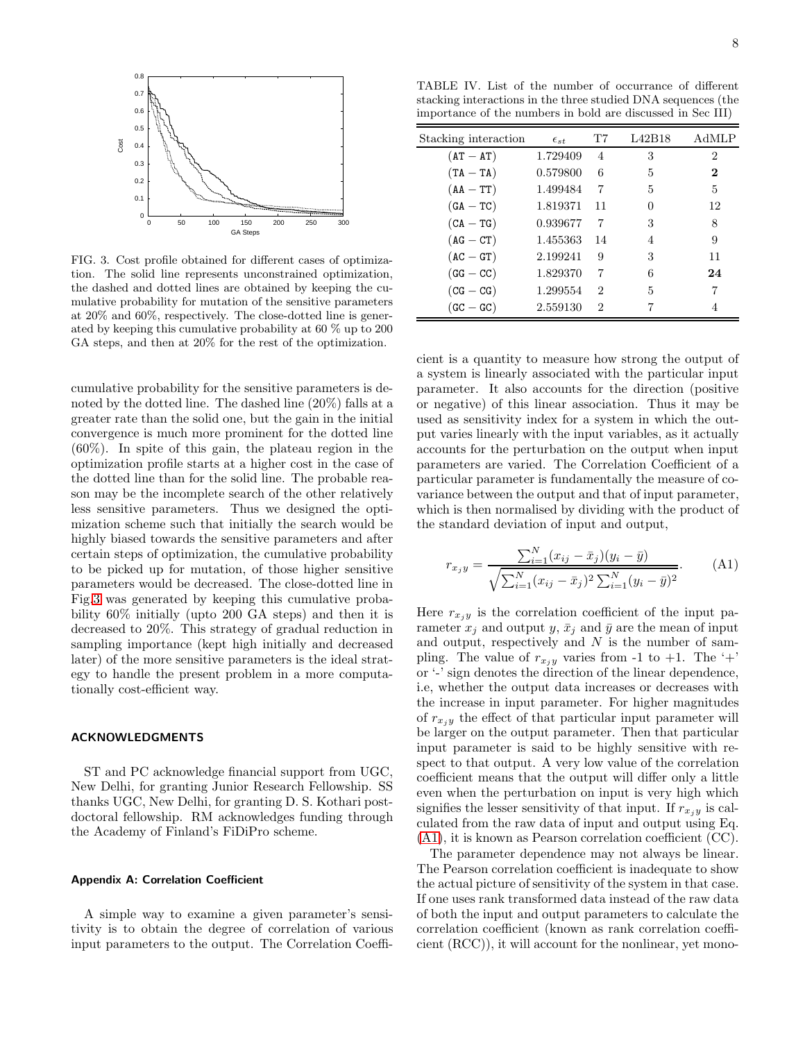FIG. 3. Cost profile obtained for different cases of optimization. The solid line represents unconstrained optimization, the dashed and dotted lines are obtained by keeping the cumulative probability for mutation of the sensitive parameters at 20% and 60%, respectively. The close-dotted line is generated by keeping this cumulative probability at 60 % up to 200 GA steps, and then at 20% for the rest of the optimization.

cumulative probability for the sensitive parameters is denoted by the dotted line. The dashed line (20%) falls at a greater rate than the solid one, but the gain in the initial convergence is much more prominent for the dotted line (60%). In spite of this gain, the plateau region in the optimization profile starts at a higher cost in the case of the dotted line than for the solid line. The probable reason may be the incomplete search of the other relatively less sensitive parameters. Thus we designed the optimization scheme such that initially the search would be highly biased towards the sensitive parameters and after certain steps of optimization, the cumulative probability to be picked up for mutation, of those higher sensitive parameters would be decreased. The close-dotted line in Fig.3 was generated by keeping this cumulative probability 60% initially (upto 200 GA steps) and then it is decreased to 20%. This strategy of gradual reduction in sampling importance (kept high initially and decreased later) of the more sensitive parameters is the ideal strategy to handle the present problem in a more computationally cost-efficient way.

## ACKNOWLEDGMENTS

ST and PC acknowledge financial support from UGC, New Delhi, for granting Junior Research Fellowship. SS thanks UGC, New Delhi, for granting D. S. Kothari postdoctoral fellowship. RM acknowledges funding through the Academy of Finland's FiDiPro scheme.

### Appendix A: Correlation Coefficient

A simple way to examine a given parameter's sensitivity is to obtain the degree of correlation of various input parameters to the output. The Correlation Coefficient is a quantity to measure how strong the output of a system is linearly associated with the particular input parameter. It also accounts for the direction (positive or negative) of this linear association. Thus it may be used as sensitivity index for a system in which the output varies linearly with the input variables, as it actually accounts for the perturbation on the output when input parameters are varied. The Correlation Coefficient of a particular parameter is fundamentally the measure of covariance between the output and that of input parameter, which is then normalised by dividing with the product of the standard deviation of input and output,

$$r_{x_j y} = \frac{\sum_{i=1}^{N}(x_{ij} - \bar{x}_j)(y_i - \bar{y})}{\sqrt{\sum_{i=1}^{N}(x_{ij} - \bar{x}_j)^2 \sum_{i=1}^{N}(y_i - \bar{y})^2}}. \qquad \text{(A1)}$$

Here $r_{x_j y}$ is the correlation coefficient of the input parameter $x_j$ and output $y$, $\bar{x}_j$ and $\bar{y}$ are the mean of input and output, respectively and $N$ is the number of sampling. The value of $r_{x_j y}$ varies from -1 to +1. The '+' or '-' sign denotes the direction of the linear dependence, i.e, whether the output data increases or decreases with the increase in input parameter. For higher magnitudes of $r_{x_j y}$ the effect of that particular input parameter will be larger on the output parameter. Then that particular input parameter is said to be highly sensitive with respect to that output. A very low value of the correlation coefficient means that the output will differ only a little even when the perturbation on input is very high which signifies the lesser sensitivity of that input. If $r_{x_j y}$ is calculated from the raw data of input and output using Eq. (A1), it is known as Pearson correlation coefficient (CC).

The parameter dependence may not always be linear. The Pearson correlation coefficient is inadequate to show the actual picture of sensitivity of the system in that case. If one uses rank transformed data instead of the raw data of both the input and output parameters to calculate the correlation coefficient (known as rank correlation coefficient (RCC)), it will account for the nonlinear, yet mono-

TABLE IV. List of the number of occurrance of different stacking interactions in the three studied DNA sequences (the importance of the numbers in bold are discussed in Sec III)

| Stacking interaction | $\epsilon_{st}$ | T7 | L42B18 | AdMLP |
|---|---|---|---|---|
| (AT − AT) | 1.729409 | 4 | 3 | 2 |
| (TA − TA) | 0.579800 | 6 | 5 | **2** |
| (AA − TT) | 1.499484 | 7 | 5 | 5 |
| (GA − TC) | 1.819371 | 11 | 0 | 12 |
| (CA − TG) | 0.939677 | 7 | 3 | 8 |
| (AG − CT) | 1.455363 | 14 | 4 | 9 |
| (AC − GT) | 2.199241 | 9 | 3 | 11 |
| (GG − CC) | 1.829370 | 7 | 6 | **24** |
| (CG − CG) | 1.299554 | 2 | 5 | 7 |
| (GC − GC) | 2.559130 | 2 | 7 | 4 |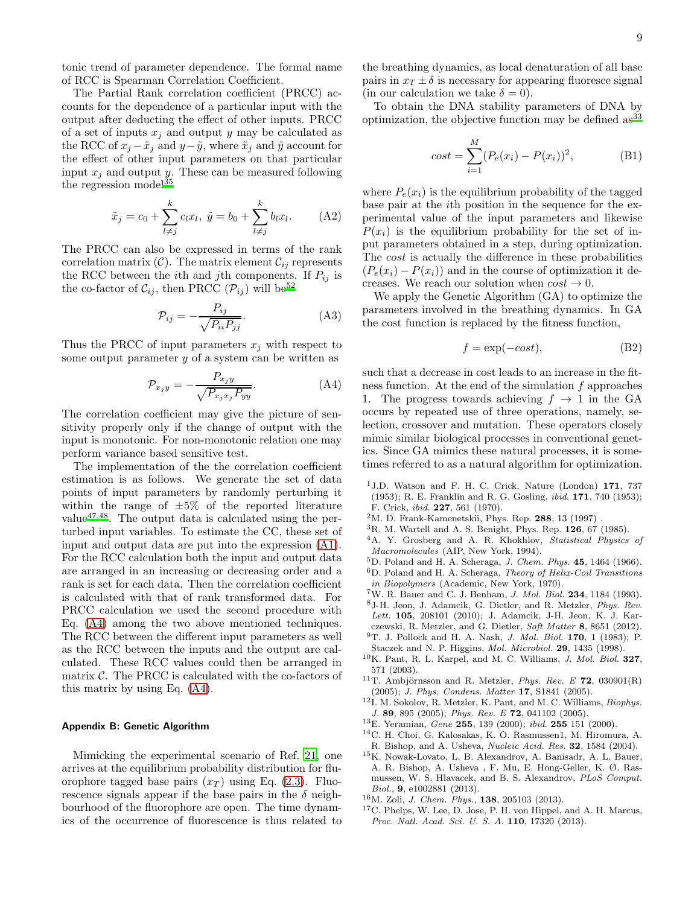tonic trend of parameter dependence. The formal name of RCC is Spearman Correlation Coefficient.

The Partial Rank correlation coefficient (PRCC) accounts for the dependence of a particular input with the output after deducting the effect of other inputs. PRCC of a set of inputs $x_j$ and output $y$ may be calculated as the RCC of $x_j - \tilde{x}_j$ and $y - \tilde{y}$, where $\tilde{x}_j$ and $\tilde{y}$ account for the effect of other input parameters on that particular input $x_j$ and output $y$. These can be measured following the regression model[35]

$$\tilde{x}_j = c_0 + \sum_{l \neq j}^{k} c_l x_l, \; \tilde{y} = b_0 + \sum_{l \neq j}^{k} b_l x_l. \tag{A2}$$

The PRCC can also be expressed in terms of the rank correlation matrix ($\mathcal{C}$). The matrix element $\mathcal{C}_{ij}$ represents the RCC between the $i$th and $j$th components. If $P_{ij}$ is the co-factor of $\mathcal{C}_{ij}$, then PRCC ($\mathcal{P}_{ij}$) will be[52]

$$\mathcal{P}_{ij} = -\frac{P_{ij}}{\sqrt{P_{ii} P_{jj}}}. \tag{A3}$$

Thus the PRCC of input parameters $x_j$ with respect to some output parameter $y$ of a system can be written as

$$\mathcal{P}_{x_j y} = -\frac{P_{x_j y}}{\sqrt{P_{x_j x_j} P_{yy}}}. \tag{A4}$$

The correlation coefficient may give the picture of sensitivity properly only if the change of output with the input is monotonic. For non-monotonic relation one may perform variance based sensitive test.

The implementation of the the correlation coefficient estimation is as follows. We generate the set of data points of input parameters by randomly perturbing it within the range of $\pm 5\%$ of the reported literature value[47,48]. The output data is calculated using the perturbed input variables. To estimate the CC, these set of input and output data are put into the expression (A1). For the RCC calculation both the input and output data are arranged in an increasing or decreasing order and a rank is set for each data. Then the correlation coefficient is calculated with that of rank transformed data. For PRCC calculation we used the second procedure with Eq. (A4) among the two above mentioned techniques. The RCC between the different input parameters as well as the RCC between the inputs and the output are calculated. These RCC values could then be arranged in matrix $\mathcal{C}$. The PRCC is calculated with the co-factors of this matrix by using Eq. (A4).

### Appendix B: Genetic Algorithm

Mimicking the experimental scenario of Ref. [21], one arrives at the equilibrium probability distribution for fluorophore tagged base pairs ($x_T$) using Eq. (2.3). Fluorescence signals appear if the base pairs in the $\delta$ neighbourhood of the fluorophore are open. The time dynamics of the occurrence of fluorescence is thus related to the breathing dynamics, as local denaturation of all base pairs in $x_T \pm \delta$ is necessary for appearing fluoresce signal (in our calculation we take $\delta = 0$).

To obtain the DNA stability parameters of DNA by optimization, the objective function may be defined as[33]

$$cost = \sum_{i=1}^{M} (P_e(x_i) - P(x_i))^2, \tag{B1}$$

where $P_e(x_i)$ is the equilibrium probability of the tagged base pair at the $i$th position in the sequence for the experimental value of the input parameters and likewise $P(x_i)$ is the equilibrium probability for the set of input parameters obtained in a step, during optimization. The *cost* is actually the difference in these probabilities $(P_e(x_i) - P(x_i))$ and in the course of optimization it decreases. We reach our solution when $cost \to 0$.

We apply the Genetic Algorithm (GA) to optimize the parameters involved in the breathing dynamics. In GA the cost function is replaced by the fitness function,

$$f = \exp(-cost), \tag{B2}$$

such that a decrease in cost leads to an increase in the fitness function. At the end of the simulation $f$ approaches 1. The progress towards achieving $f \to 1$ in the GA occurs by repeated use of three operations, namely, selection, crossover and mutation. These operators closely mimic similar biological processes in conventional genetics. Since GA mimics these natural processes, it is sometimes referred to as a natural algorithm for optimization.

[1] J.D. Watson and F. H. C. Crick, Nature (London) **171**, 737 (1953); R. E. Franklin and R. G. Gosling, *ibid.* **171**, 740 (1953); F. Crick, *ibid.* **227**, 561 (1970).

[2] M. D. Frank-Kamenetskii, Phys. Rep. **288**, 13 (1997) .

[3] R. M. Wartell and A. S. Benight, Phys. Rep. **126**, 67 (1985).

[4] A. Y. Grosberg and A. R. Khokhlov, *Statistical Physics of Macromolecules* (AIP, New York, 1994).

[5] D. Poland and H. A. Scheraga, *J. Chem. Phys.* **45**, 1464 (1966).

[6] D. Poland and H. A. Scheraga, *Theory of Helix-Coil Transitions in Biopolymers* (Academic, New York, 1970).

[7] W. R. Bauer and C. J. Benham, *J. Mol. Biol.* **234**, 1184 (1993).

[8] J-H. Jeon, J. Adamcik, G. Dietler, and R. Metzler, *Phys. Rev. Lett.* **105**, 208101 (2010); J. Adamcik, J-H. Jeon, K. J. Karczewski, R. Metzler, and G. Dietler, *Soft Matter* **8**, 8651 (2012).

[9] T. J. Pollock and H. A. Nash, *J. Mol. Biol.* **170**, 1 (1983); P. Staczek and N. P. Higgins, *Mol. Microbiol.* **29**, 1435 (1998).

[10] K. Pant, R. L. Karpel, and M. C. Williams, *J. Mol. Biol.* **327**, 571 (2003).

[11] T. Ambjörnsson and R. Metzler, *Phys. Rev. E* **72**, 030901(R) (2005); *J. Phys. Condens. Matter* **17**, S1841 (2005).

[12] I. M. Sokolov, R. Metzler, K. Pant, and M. C. Williams, *Biophys. J.* **89**, 895 (2005); *Phys. Rev. E* **72**, 041102 (2005).

[13] E. Yeramian, *Gene* **255**, 139 (2000); *ibid.* **255** 151 (2000).

[14] C. H. Choi, G. Kalosakas, K. O. Rasmussen1, M. Hiromura, A. R. Bishop, and A. Usheva, *Nucleic Acid. Res.* **32**, 1584 (2004).

[15] K. Nowak-Lovato, L. B. Alexandrov, A. Banisadr, A. L. Bauer, A. R. Bishop, A. Usheva , F. Mu, E. Hong-Geller, K. Ø. Rasmussen, W. S. Hlavacek, and B. S. Alexandrov, *PLoS Comput. Biol.*, **9**, e1002881 (2013).

[16] M. Zoli, *J. Chem. Phys.*, **138**, 205103 (2013).

[17] C. Phelps, W. Lee, D. Jose, P. H. von Hippel, and A. H. Marcus, *Proc. Natl. Acad. Sci. U. S. A.* **110**, 17320 (2013).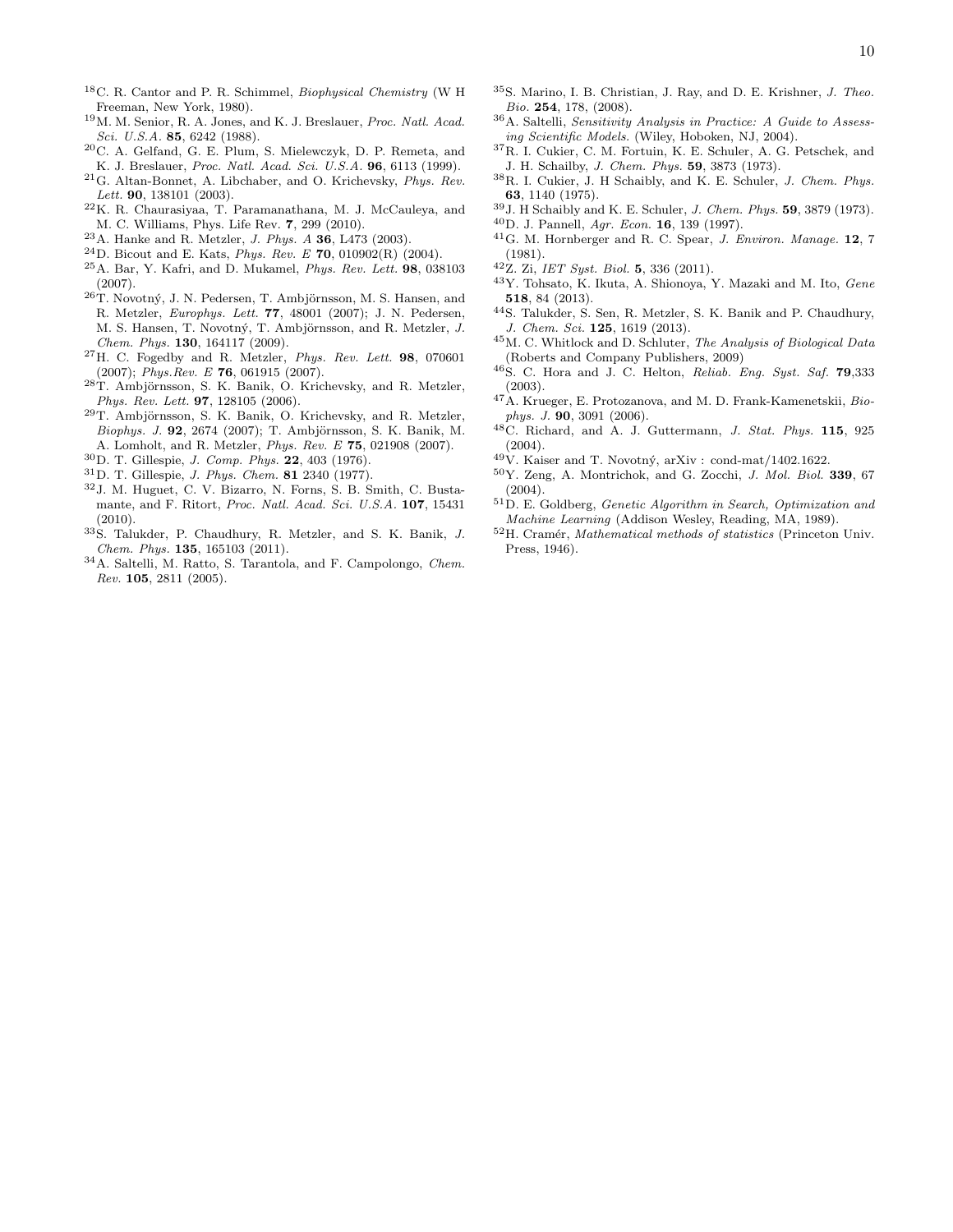[18] C. R. Cantor and P. R. Schimmel, *Biophysical Chemistry* (W H Freeman, New York, 1980).

[19] M. M. Senior, R. A. Jones, and K. J. Breslauer, *Proc. Natl. Acad. Sci. U.S.A.* **85**, 6242 (1988).

[20] C. A. Gelfand, G. E. Plum, S. Mielewczyk, D. P. Remeta, and K. J. Breslauer, *Proc. Natl. Acad. Sci. U.S.A.* **96**, 6113 (1999).

[21] G. Altan-Bonnet, A. Libchaber, and O. Krichevsky, *Phys. Rev. Lett.* **90**, 138101 (2003).

[22] K. R. Chaurasiyaa, T. Paramanathana, M. J. McCauleya, and M. C. Williams, Phys. Life Rev. **7**, 299 (2010).

[23] A. Hanke and R. Metzler, *J. Phys. A* **36**, L473 (2003).

[24] D. Bicout and E. Kats, *Phys. Rev. E* **70**, 010902(R) (2004).

[25] A. Bar, Y. Kafri, and D. Mukamel, *Phys. Rev. Lett.* **98**, 038103 (2007).

[26] T. Novotný, J. N. Pedersen, T. Ambjörnsson, M. S. Hansen, and R. Metzler, *Europhys. Lett.* **77**, 48001 (2007); J. N. Pedersen, M. S. Hansen, T. Novotný, T. Ambjörnsson, and R. Metzler, *J. Chem. Phys.* **130**, 164117 (2009).

[27] H. C. Fogedby and R. Metzler, *Phys. Rev. Lett.* **98**, 070601 (2007); *Phys.Rev. E* **76**, 061915 (2007).

[28] T. Ambjörnsson, S. K. Banik, O. Krichevsky, and R. Metzler, *Phys. Rev. Lett.* **97**, 128105 (2006).

[29] T. Ambjörnsson, S. K. Banik, O. Krichevsky, and R. Metzler, *Biophys. J.* **92**, 2674 (2007); T. Ambjörnsson, S. K. Banik, M. A. Lomholt, and R. Metzler, *Phys. Rev. E* **75**, 021908 (2007).

[30] D. T. Gillespie, *J. Comp. Phys.* **22**, 403 (1976).

[31] D. T. Gillespie, *J. Phys. Chem.* **81** 2340 (1977).

[32] J. M. Huguet, C. V. Bizarro, N. Forns, S. B. Smith, C. Bustamante, and F. Ritort, *Proc. Natl. Acad. Sci. U.S.A.* **107**, 15431 (2010).

[33] S. Talukder, P. Chaudhury, R. Metzler, and S. K. Banik, *J. Chem. Phys.* **135**, 165103 (2011).

[34] A. Saltelli, M. Ratto, S. Tarantola, and F. Campolongo, *Chem. Rev.* **105**, 2811 (2005).

[35] S. Marino, I. B. Christian, J. Ray, and D. E. Krishner, *J. Theo. Bio.* **254**, 178, (2008).

[36] A. Saltelli, *Sensitivity Analysis in Practice: A Guide to Assessing Scientific Models.* (Wiley, Hoboken, NJ, 2004).

[37] R. I. Cukier, C. M. Fortuin, K. E. Schuler, A. G. Petschek, and J. H. Schailby, *J. Chem. Phys.* **59**, 3873 (1973).

[38] R. I. Cukier, J. H Schaibly, and K. E. Schuler, *J. Chem. Phys.* **63**, 1140 (1975).

[39] J. H Schaibly and K. E. Schuler, *J. Chem. Phys.* **59**, 3879 (1973).

[40] D. J. Pannell, *Agr. Econ.* **16**, 139 (1997).

[41] G. M. Hornberger and R. C. Spear, *J. Environ. Manage.* **12**, 7 (1981).

[42] Z. Zi, *IET Syst. Biol.* **5**, 336 (2011).

[43] Y. Tohsato, K. Ikuta, A. Shionoya, Y. Mazaki and M. Ito, *Gene* **518**, 84 (2013).

[44] S. Talukder, S. Sen, R. Metzler, S. K. Banik and P. Chaudhury, *J. Chem. Sci.* **125**, 1619 (2013).

[45] M. C. Whitlock and D. Schluter, *The Analysis of Biological Data* (Roberts and Company Publishers, 2009)

[46] S. C. Hora and J. C. Helton, *Reliab. Eng. Syst. Saf.* **79**,333 (2003).

[47] A. Krueger, E. Protozanova, and M. D. Frank-Kamenetskii, *Biophys. J.* **90**, 3091 (2006).

[48] C. Richard, and A. J. Guttermann, *J. Stat. Phys.* **115**, 925 (2004).

[49] V. Kaiser and T. Novotný, arXiv : cond-mat/1402.1622.

[50] Y. Zeng, A. Montrichok, and G. Zocchi, *J. Mol. Biol.* **339**, 67 (2004).

[51] D. E. Goldberg, *Genetic Algorithm in Search, Optimization and Machine Learning* (Addison Wesley, Reading, MA, 1989).

[52] H. Cramér, *Mathematical methods of statistics* (Princeton Univ. Press, 1946).